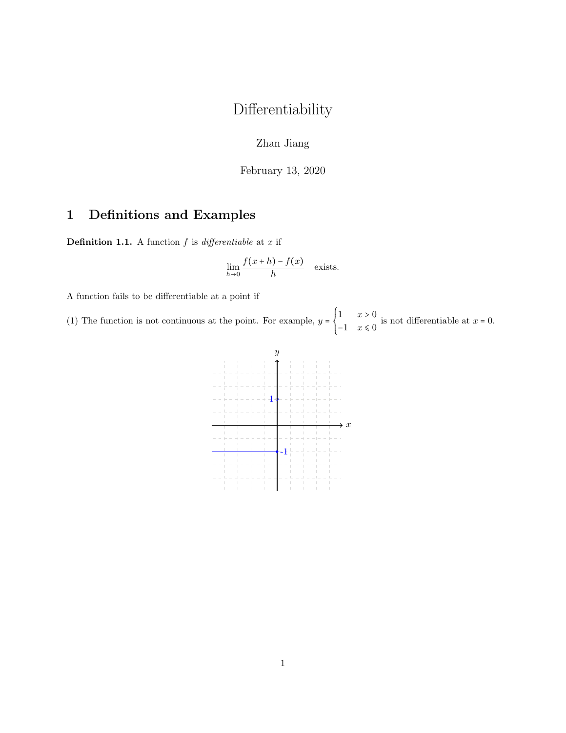# Differentiability

Zhan Jiang

February 13, 2020

## 1 Definitions and Examples

**Definition 1.1.** A function $f$ is *differentiable* at $x$ if

$$\lim_{h \to 0} \frac{f(x+h) - f(x)}{h} \quad \text{exists.}$$

A function fails to be differentiable at a point if

(1) The function is not continuous at the point. For example, $y = \begin{cases} 1 & x > 0 \\ -1 & x \leqslant 0 \end{cases}$ is not differentiable at $x = 0$.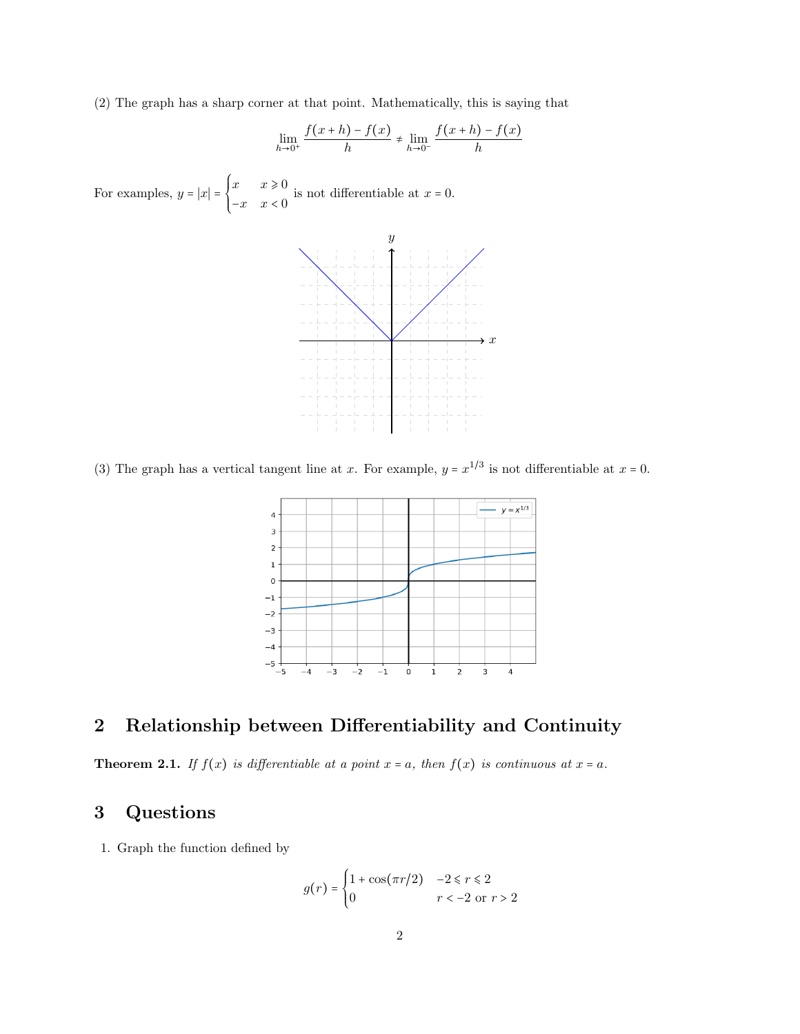(2) The graph has a sharp corner at that point. Mathematically, this is saying that

$$\lim_{h \to 0^+} \frac{f(x+h) - f(x)}{h} \neq \lim_{h \to 0^-} \frac{f(x+h) - f(x)}{h}$$

For examples, $y = |x| = \begin{cases} x & x \geqslant 0 \\ -x & x < 0 \end{cases}$ is not differentiable at $x = 0$.

(3) The graph has a vertical tangent line at $x$. For example, $y = x^{1/3}$ is not differentiable at $x = 0$.

## 2 Relationship between Differentiability and Continuity

**Theorem 2.1.** *If $f(x)$ is differentiable at a point $x = a$, then $f(x)$ is continuous at $x = a$.*

## 3 Questions

1. Graph the function defined by

$$g(r) = \begin{cases} 1 + \cos(\pi r/2) & -2 \leqslant r \leqslant 2 \\ 0 & r < -2 \text{ or } r > 2 \end{cases}$$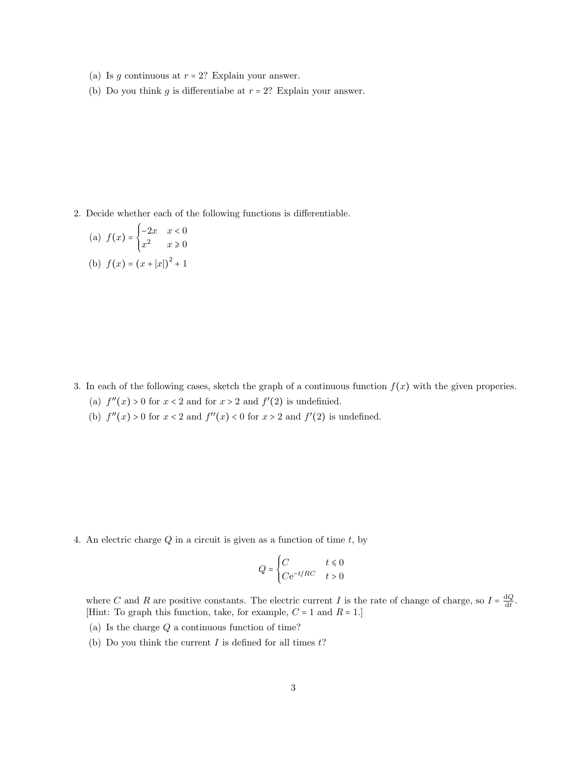(a) Is $g$ continuous at $r = 2$? Explain your answer.

(b) Do you think $g$ is differentiabe at $r = 2$? Explain your answer.

2. Decide whether each of the following functions is differentiable.

   (a) $f(x) = \begin{cases} -2x & x < 0 \\ x^2 & x \geqslant 0 \end{cases}$

   (b) $f(x) = (x + |x|)^2 + 1$

3. In each of the following cases, sketch the graph of a continuous function $f(x)$ with the given properies.

   (a) $f''(x) > 0$ for $x < 2$ and for $x > 2$ and $f'(2)$ is undefinied.

   (b) $f''(x) > 0$ for $x < 2$ and $f''(x) < 0$ for $x > 2$ and $f'(2)$ is undefined.

4. An electric charge $Q$ in a circuit is given as a function of time $t$, by

$$Q = \begin{cases} C & t \leqslant 0 \\ C\mathrm{e}^{-t/RC} & t > 0 \end{cases}$$

   where $C$ and $R$ are positive constants. The electric current $I$ is the rate of change of charge, so $I = \frac{\mathrm{d}Q}{\mathrm{d}t}$. [Hint: To graph this function, take, for example, $C = 1$ and $R = 1$.]

   (a) Is the charge $Q$ a continuous function of time?

   (b) Do you think the current $I$ is defined for all times $t$?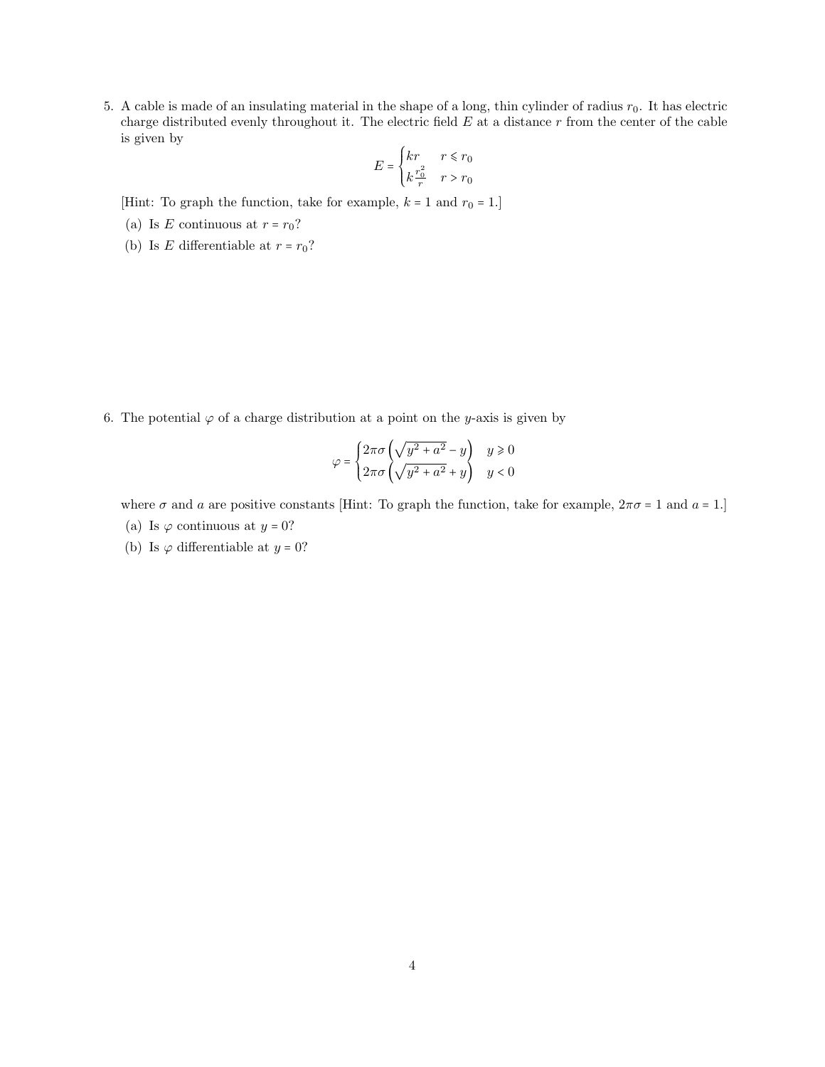5. A cable is made of an insulating material in the shape of a long, thin cylinder of radius $r_0$. It has electric charge distributed evenly throughout it. The electric field $E$ at a distance $r$ from the center of the cable is given by

$$E = \begin{cases} kr & r \leqslant r_0 \\ k\frac{r_0^2}{r} & r > r_0 \end{cases}$$

[Hint: To graph the function, take for example, $k = 1$ and $r_0 = 1$.]

(a) Is $E$ continuous at $r = r_0$?

(b) Is $E$ differentiable at $r = r_0$?

6. The potential $\varphi$ of a charge distribution at a point on the $y$-axis is given by

$$\varphi = \begin{cases} 2\pi\sigma\left(\sqrt{y^2 + a^2} - y\right) & y \geqslant 0 \\ 2\pi\sigma\left(\sqrt{y^2 + a^2} + y\right) & y < 0 \end{cases}$$

where $\sigma$ and $a$ are positive constants [Hint: To graph the function, take for example, $2\pi\sigma = 1$ and $a = 1$.]

(a) Is $\varphi$ continuous at $y = 0$?

(b) Is $\varphi$ differentiable at $y = 0$?